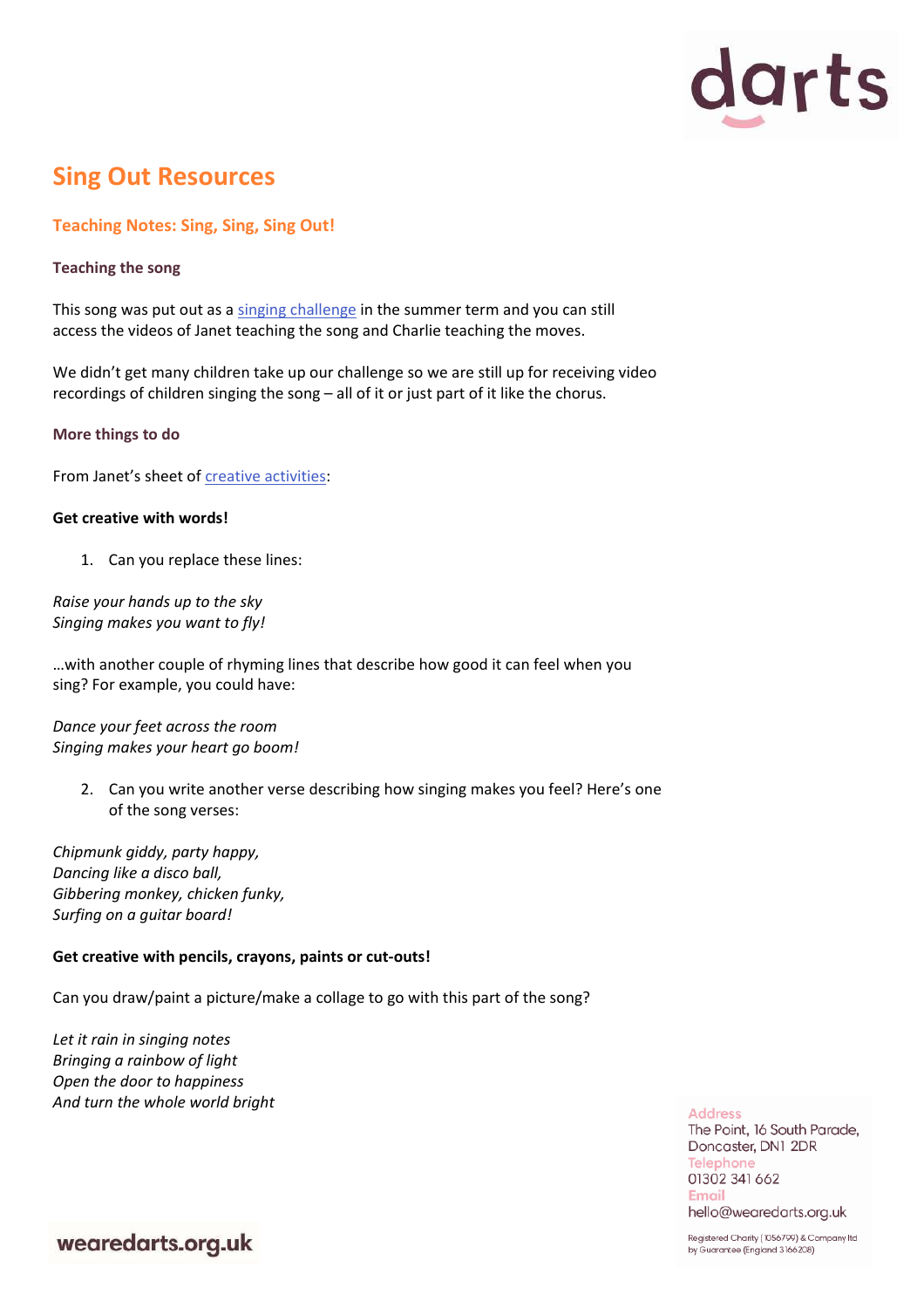# Sing Out Resources

## Teaching Notes: Sing, Sing, Sing Out!

### Teaching the song

This song was put out as a singing challenge in the summer term and you can still access the videos of Janet teaching the song and Charlie teaching the moves.

We didn't get many children take up our challenge so we are still up for receiving video recordings of children singing the song – all of it or just part of it like the chorus.

### More things to do

From Janet's sheet of creative activities:

**Get creative with words!**

1. Can you replace these lines:

*Raise your hands up to the sky*
*Singing makes you want to fly!*

…with another couple of rhyming lines that describe how good it can feel when you sing? For example, you could have:

*Dance your feet across the room*
*Singing makes your heart go boom!*

2. Can you write another verse describing how singing makes you feel? Here's one of the song verses:

*Chipmunk giddy, party happy,*
*Dancing like a disco ball,*
*Gibbering monkey, chicken funky,*
*Surfing on a guitar board!*

**Get creative with pencils, crayons, paints or cut-outs!**

Can you draw/paint a picture/make a collage to go with this part of the song?

*Let it rain in singing notes*
*Bringing a rainbow of light*
*Open the door to happiness*
*And turn the whole world bright*

Address
The Point, 16 South Parade, Doncaster, DN1 2DR
Telephone
01302 341 662
Email
hello@wearedarts.org.uk

Registered Charity (1056799) & Company ltd by Guarantee (England 3166208)

wearedarts.org.uk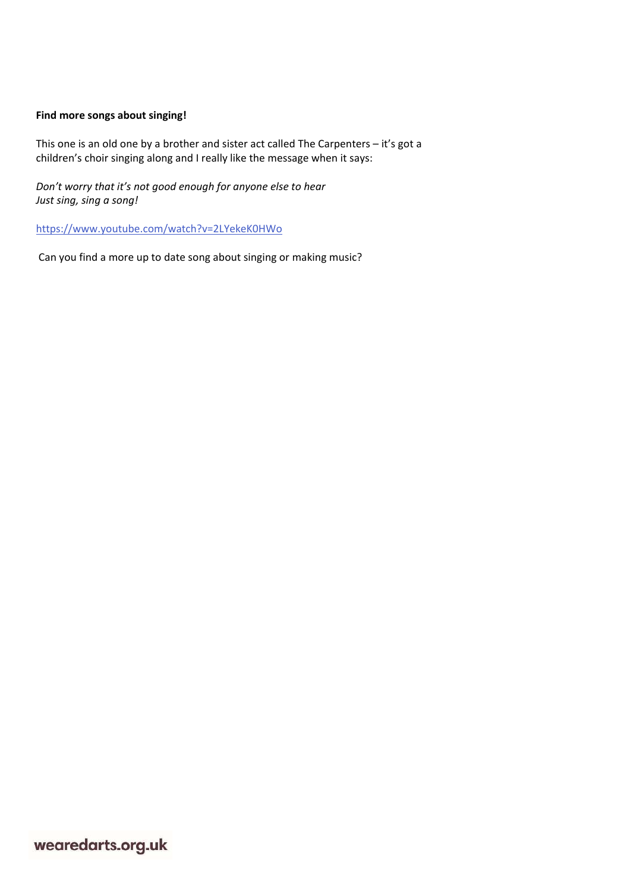**Find more songs about singing!**

This one is an old one by a brother and sister act called The Carpenters – it's got a children's choir singing along and I really like the message when it says:

*Don't worry that it's not good enough for anyone else to hear*
*Just sing, sing a song!*

https://www.youtube.com/watch?v=2LYekeK0HWo

Can you find a more up to date song about singing or making music?

wearedarts.org.uk